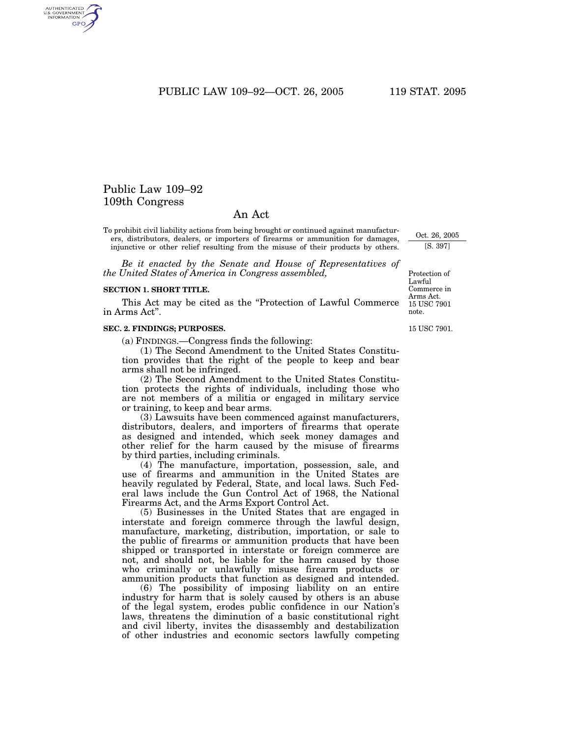# Public Law 109–92
# 109th Congress

## An Act

To prohibit civil liability actions from being brought or continued against manufacturers, distributors, dealers, or importers of firearms or ammunition for damages, injunctive or other relief resulting from the misuse of their products by others.

Oct. 26, 2005
[S. 397]

*Be it enacted by the Senate and House of Representatives of the United States of America in Congress assembled,*

Protection of Lawful Commerce in Arms Act.
15 USC 7901 note.

### SECTION 1. SHORT TITLE.

This Act may be cited as the "Protection of Lawful Commerce in Arms Act".

15 USC 7901.

### SEC. 2. FINDINGS; PURPOSES.

(a) FINDINGS.—Congress finds the following:

(1) The Second Amendment to the United States Constitution provides that the right of the people to keep and bear arms shall not be infringed.

(2) The Second Amendment to the United States Constitution protects the rights of individuals, including those who are not members of a militia or engaged in military service or training, to keep and bear arms.

(3) Lawsuits have been commenced against manufacturers, distributors, dealers, and importers of firearms that operate as designed and intended, which seek money damages and other relief for the harm caused by the misuse of firearms by third parties, including criminals.

(4) The manufacture, importation, possession, sale, and use of firearms and ammunition in the United States are heavily regulated by Federal, State, and local laws. Such Federal laws include the Gun Control Act of 1968, the National Firearms Act, and the Arms Export Control Act.

(5) Businesses in the United States that are engaged in interstate and foreign commerce through the lawful design, manufacture, marketing, distribution, importation, or sale to the public of firearms or ammunition products that have been shipped or transported in interstate or foreign commerce are not, and should not, be liable for the harm caused by those who criminally or unlawfully misuse firearm products or ammunition products that function as designed and intended.

(6) The possibility of imposing liability on an entire industry for harm that is solely caused by others is an abuse of the legal system, erodes public confidence in our Nation's laws, threatens the diminution of a basic constitutional right and civil liberty, invites the disassembly and destabilization of other industries and economic sectors lawfully competing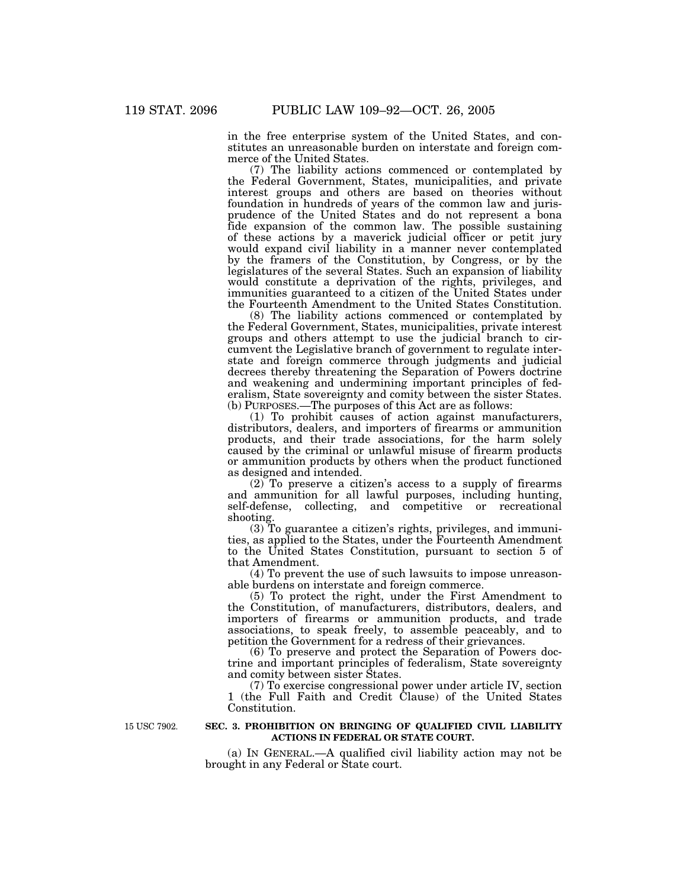in the free enterprise system of the United States, and constitutes an unreasonable burden on interstate and foreign commerce of the United States.

(7) The liability actions commenced or contemplated by the Federal Government, States, municipalities, and private interest groups and others are based on theories without foundation in hundreds of years of the common law and jurisprudence of the United States and do not represent a bona fide expansion of the common law. The possible sustaining of these actions by a maverick judicial officer or petit jury would expand civil liability in a manner never contemplated by the framers of the Constitution, by Congress, or by the legislatures of the several States. Such an expansion of liability would constitute a deprivation of the rights, privileges, and immunities guaranteed to a citizen of the United States under the Fourteenth Amendment to the United States Constitution.

(8) The liability actions commenced or contemplated by the Federal Government, States, municipalities, private interest groups and others attempt to use the judicial branch to circumvent the Legislative branch of government to regulate interstate and foreign commerce through judgments and judicial decrees thereby threatening the Separation of Powers doctrine and weakening and undermining important principles of federalism, State sovereignty and comity between the sister States.

(b) PURPOSES.—The purposes of this Act are as follows:

(1) To prohibit causes of action against manufacturers, distributors, dealers, and importers of firearms or ammunition products, and their trade associations, for the harm solely caused by the criminal or unlawful misuse of firearm products or ammunition products by others when the product functioned as designed and intended.

(2) To preserve a citizen's access to a supply of firearms and ammunition for all lawful purposes, including hunting, self-defense, collecting, and competitive or recreational shooting.

(3) To guarantee a citizen's rights, privileges, and immunities, as applied to the States, under the Fourteenth Amendment to the United States Constitution, pursuant to section 5 of that Amendment.

(4) To prevent the use of such lawsuits to impose unreasonable burdens on interstate and foreign commerce.

(5) To protect the right, under the First Amendment to the Constitution, of manufacturers, distributors, dealers, and importers of firearms or ammunition products, and trade associations, to speak freely, to assemble peaceably, and to petition the Government for a redress of their grievances.

(6) To preserve and protect the Separation of Powers doctrine and important principles of federalism, State sovereignty and comity between sister States.

(7) To exercise congressional power under article IV, section 1 (the Full Faith and Credit Clause) of the United States Constitution.

15 USC 7902.

**SEC. 3. PROHIBITION ON BRINGING OF QUALIFIED CIVIL LIABILITY ACTIONS IN FEDERAL OR STATE COURT.**

(a) IN GENERAL.—A qualified civil liability action may not be brought in any Federal or State court.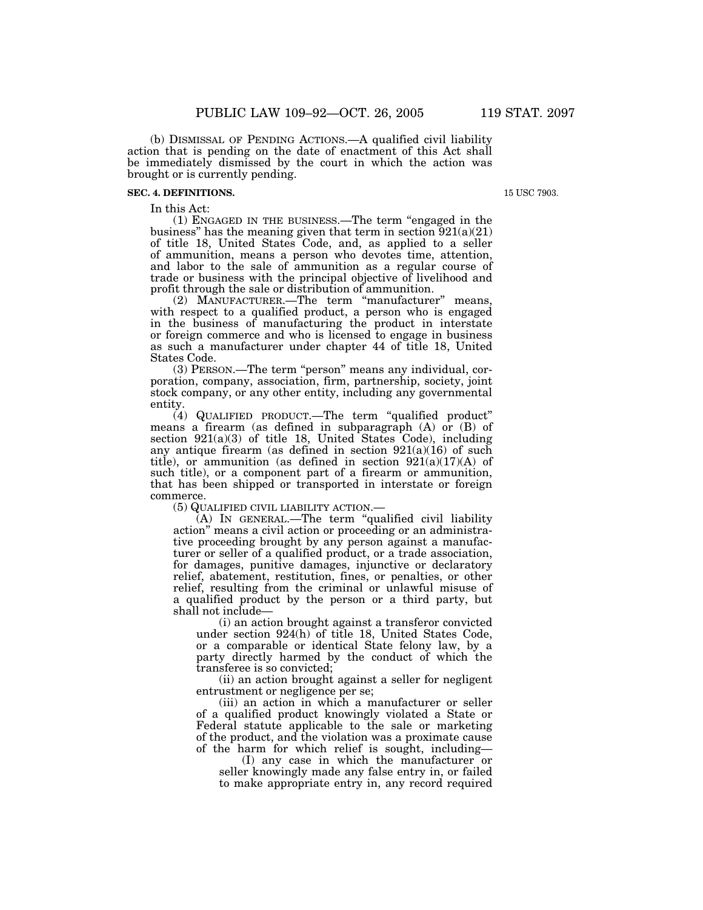(b) DISMISSAL OF PENDING ACTIONS.—A qualified civil liability action that is pending on the date of enactment of this Act shall be immediately dismissed by the court in which the action was brought or is currently pending.

**SEC. 4. DEFINITIONS.**

15 USC 7903.

In this Act:

(1) ENGAGED IN THE BUSINESS.—The term "engaged in the business" has the meaning given that term in section 921(a)(21) of title 18, United States Code, and, as applied to a seller of ammunition, means a person who devotes time, attention, and labor to the sale of ammunition as a regular course of trade or business with the principal objective of livelihood and profit through the sale or distribution of ammunition.

(2) MANUFACTURER.—The term "manufacturer" means, with respect to a qualified product, a person who is engaged in the business of manufacturing the product in interstate or foreign commerce and who is licensed to engage in business as such a manufacturer under chapter 44 of title 18, United States Code.

(3) PERSON.—The term "person" means any individual, corporation, company, association, firm, partnership, society, joint stock company, or any other entity, including any governmental entity.

(4) QUALIFIED PRODUCT.—The term "qualified product" means a firearm (as defined in subparagraph (A) or (B) of section 921(a)(3) of title 18, United States Code), including any antique firearm (as defined in section 921(a)(16) of such title), or ammunition (as defined in section 921(a)(17)(A) of such title), or a component part of a firearm or ammunition, that has been shipped or transported in interstate or foreign commerce.

(5) QUALIFIED CIVIL LIABILITY ACTION.—

(A) IN GENERAL.—The term "qualified civil liability action" means a civil action or proceeding or an administrative proceeding brought by any person against a manufacturer or seller of a qualified product, or a trade association, for damages, punitive damages, injunctive or declaratory relief, abatement, restitution, fines, or penalties, or other relief, resulting from the criminal or unlawful misuse of a qualified product by the person or a third party, but shall not include—

(i) an action brought against a transferor convicted under section 924(h) of title 18, United States Code, or a comparable or identical State felony law, by a party directly harmed by the conduct of which the transferee is so convicted;

(ii) an action brought against a seller for negligent entrustment or negligence per se;

(iii) an action in which a manufacturer or seller of a qualified product knowingly violated a State or Federal statute applicable to the sale or marketing of the product, and the violation was a proximate cause of the harm for which relief is sought, including—

(I) any case in which the manufacturer or seller knowingly made any false entry in, or failed to make appropriate entry in, any record required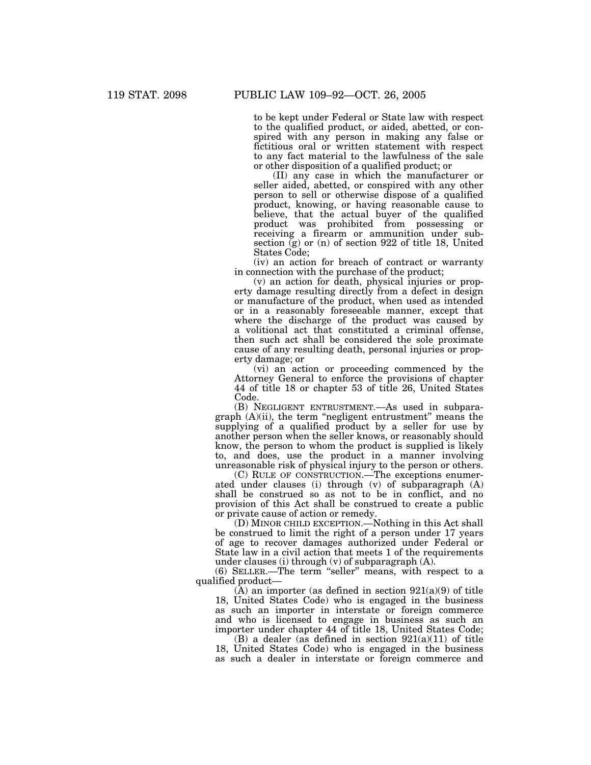to be kept under Federal or State law with respect to the qualified product, or aided, abetted, or conspired with any person in making any false or fictitious oral or written statement with respect to any fact material to the lawfulness of the sale or other disposition of a qualified product; or

(II) any case in which the manufacturer or seller aided, abetted, or conspired with any other person to sell or otherwise dispose of a qualified product, knowing, or having reasonable cause to believe, that the actual buyer of the qualified product was prohibited from possessing or receiving a firearm or ammunition under subsection (g) or (n) of section 922 of title 18, United States Code;

(iv) an action for breach of contract or warranty in connection with the purchase of the product;

(v) an action for death, physical injuries or property damage resulting directly from a defect in design or manufacture of the product, when used as intended or in a reasonably foreseeable manner, except that where the discharge of the product was caused by a volitional act that constituted a criminal offense, then such act shall be considered the sole proximate cause of any resulting death, personal injuries or property damage; or

(vi) an action or proceeding commenced by the Attorney General to enforce the provisions of chapter 44 of title 18 or chapter 53 of title 26, United States Code.

(B) NEGLIGENT ENTRUSTMENT.—As used in subparagraph (A)(ii), the term "negligent entrustment" means the supplying of a qualified product by a seller for use by another person when the seller knows, or reasonably should know, the person to whom the product is supplied is likely to, and does, use the product in a manner involving unreasonable risk of physical injury to the person or others.

(C) RULE OF CONSTRUCTION.—The exceptions enumerated under clauses (i) through (v) of subparagraph (A) shall be construed so as not to be in conflict, and no provision of this Act shall be construed to create a public or private cause of action or remedy.

(D) MINOR CHILD EXCEPTION.—Nothing in this Act shall be construed to limit the right of a person under 17 years of age to recover damages authorized under Federal or State law in a civil action that meets 1 of the requirements under clauses (i) through (v) of subparagraph (A).

(6) SELLER.—The term "seller" means, with respect to a qualified product—

(A) an importer (as defined in section 921(a)(9) of title 18, United States Code) who is engaged in the business as such an importer in interstate or foreign commerce and who is licensed to engage in business as such an importer under chapter 44 of title 18, United States Code;

(B) a dealer (as defined in section 921(a)(11) of title 18, United States Code) who is engaged in the business as such a dealer in interstate or foreign commerce and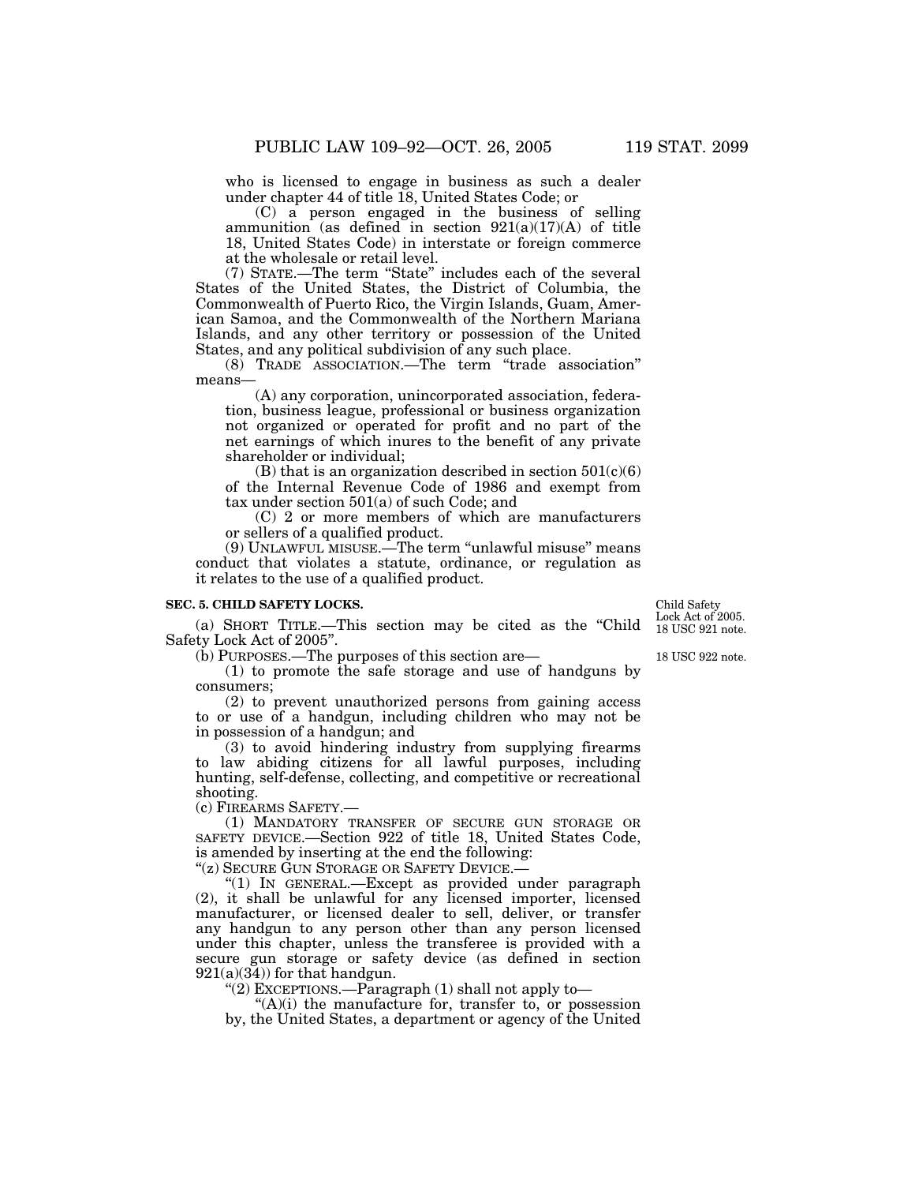who is licensed to engage in business as such a dealer under chapter 44 of title 18, United States Code; or

(C) a person engaged in the business of selling ammunition (as defined in section 921(a)(17)(A) of title 18, United States Code) in interstate or foreign commerce at the wholesale or retail level.

(7) STATE.—The term "State" includes each of the several States of the United States, the District of Columbia, the Commonwealth of Puerto Rico, the Virgin Islands, Guam, American Samoa, and the Commonwealth of the Northern Mariana Islands, and any other territory or possession of the United States, and any political subdivision of any such place.

(8) TRADE ASSOCIATION.—The term "trade association" means—

(A) any corporation, unincorporated association, federation, business league, professional or business organization not organized or operated for profit and no part of the net earnings of which inures to the benefit of any private shareholder or individual;

(B) that is an organization described in section 501(c)(6) of the Internal Revenue Code of 1986 and exempt from tax under section 501(a) of such Code; and

(C) 2 or more members of which are manufacturers or sellers of a qualified product.

(9) UNLAWFUL MISUSE.—The term "unlawful misuse" means conduct that violates a statute, ordinance, or regulation as it relates to the use of a qualified product.

**SEC. 5. CHILD SAFETY LOCKS.**

Child Safety Lock Act of 2005. 18 USC 921 note.

(a) SHORT TITLE.—This section may be cited as the "Child Safety Lock Act of 2005".

18 USC 922 note.

(b) PURPOSES.—The purposes of this section are—

(1) to promote the safe storage and use of handguns by consumers;

(2) to prevent unauthorized persons from gaining access to or use of a handgun, including children who may not be in possession of a handgun; and

(3) to avoid hindering industry from supplying firearms to law abiding citizens for all lawful purposes, including hunting, self-defense, collecting, and competitive or recreational shooting.

(c) FIREARMS SAFETY.—

(1) MANDATORY TRANSFER OF SECURE GUN STORAGE OR SAFETY DEVICE.—Section 922 of title 18, United States Code, is amended by inserting at the end the following:

"(z) SECURE GUN STORAGE OR SAFETY DEVICE.—

"(1) IN GENERAL.—Except as provided under paragraph (2), it shall be unlawful for any licensed importer, licensed manufacturer, or licensed dealer to sell, deliver, or transfer any handgun to any person other than any person licensed under this chapter, unless the transferee is provided with a secure gun storage or safety device (as defined in section 921(a)(34)) for that handgun.

"(2) EXCEPTIONS.—Paragraph (1) shall not apply to—

"(A)(i) the manufacture for, transfer to, or possession by, the United States, a department or agency of the United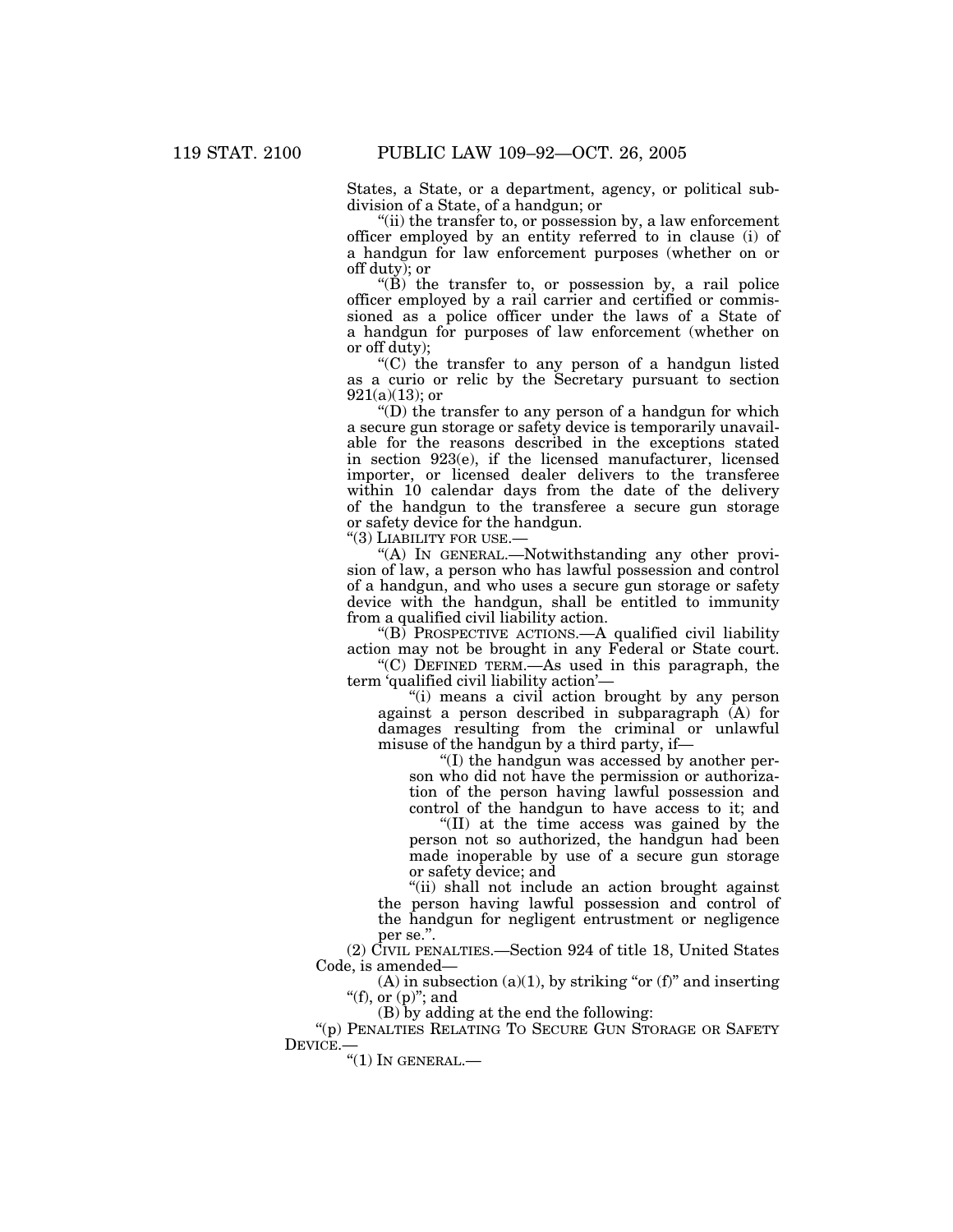States, a State, or a department, agency, or political subdivision of a State, of a handgun; or

"(ii) the transfer to, or possession by, a law enforcement officer employed by an entity referred to in clause (i) of a handgun for law enforcement purposes (whether on or off duty); or

"(B) the transfer to, or possession by, a rail police officer employed by a rail carrier and certified or commissioned as a police officer under the laws of a State of a handgun for purposes of law enforcement (whether on or off duty);

"(C) the transfer to any person of a handgun listed as a curio or relic by the Secretary pursuant to section 921(a)(13); or

"(D) the transfer to any person of a handgun for which a secure gun storage or safety device is temporarily unavailable for the reasons described in the exceptions stated in section 923(e), if the licensed manufacturer, licensed importer, or licensed dealer delivers to the transferee within 10 calendar days from the date of the delivery of the handgun to the transferee a secure gun storage or safety device for the handgun.

"(3) LIABILITY FOR USE.—

"(A) IN GENERAL.—Notwithstanding any other provision of law, a person who has lawful possession and control of a handgun, and who uses a secure gun storage or safety device with the handgun, shall be entitled to immunity from a qualified civil liability action.

"(B) PROSPECTIVE ACTIONS.—A qualified civil liability action may not be brought in any Federal or State court.

"(C) DEFINED TERM.—As used in this paragraph, the term 'qualified civil liability action'—

"(i) means a civil action brought by any person against a person described in subparagraph (A) for damages resulting from the criminal or unlawful misuse of the handgun by a third party, if—

"(I) the handgun was accessed by another person who did not have the permission or authorization of the person having lawful possession and control of the handgun to have access to it; and

"(II) at the time access was gained by the person not so authorized, the handgun had been made inoperable by use of a secure gun storage or safety device; and

"(ii) shall not include an action brought against the person having lawful possession and control of the handgun for negligent entrustment or negligence per se.".

(2) CIVIL PENALTIES.—Section 924 of title 18, United States Code, is amended—

(A) in subsection (a)(1), by striking "or (f)" and inserting "(f), or (p)"; and

(B) by adding at the end the following:

"(p) PENALTIES RELATING TO SECURE GUN STORAGE OR SAFETY DEVICE.—

"(1) IN GENERAL.—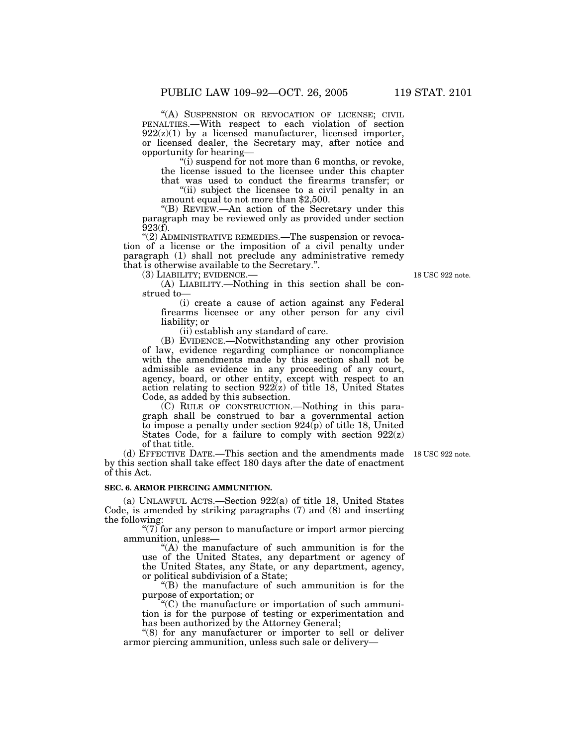"(A) SUSPENSION OR REVOCATION OF LICENSE; CIVIL PENALTIES.—With respect to each violation of section 922(z)(1) by a licensed manufacturer, licensed importer, or licensed dealer, the Secretary may, after notice and opportunity for hearing—

"(i) suspend for not more than 6 months, or revoke, the license issued to the licensee under this chapter that was used to conduct the firearms transfer; or

"(ii) subject the licensee to a civil penalty in an amount equal to not more than $2,500.

"(B) REVIEW.—An action of the Secretary under this paragraph may be reviewed only as provided under section 923(f).

"(2) ADMINISTRATIVE REMEDIES.—The suspension or revocation of a license or the imposition of a civil penalty under paragraph (1) shall not preclude any administrative remedy that is otherwise available to the Secretary.".

(3) LIABILITY; EVIDENCE.—

18 USC 922 note.

(A) LIABILITY.—Nothing in this section shall be construed to—

(i) create a cause of action against any Federal firearms licensee or any other person for any civil liability; or

(ii) establish any standard of care.

(B) EVIDENCE.—Notwithstanding any other provision of law, evidence regarding compliance or noncompliance with the amendments made by this section shall not be admissible as evidence in any proceeding of any court, agency, board, or other entity, except with respect to an action relating to section 922(z) of title 18, United States Code, as added by this subsection.

(C) RULE OF CONSTRUCTION.—Nothing in this paragraph shall be construed to bar a governmental action to impose a penalty under section 924(p) of title 18, United States Code, for a failure to comply with section 922(z) of that title.

(d) EFFECTIVE DATE.—This section and the amendments made by this section shall take effect 180 days after the date of enactment of this Act.

18 USC 922 note.

**SEC. 6. ARMOR PIERCING AMMUNITION.**

(a) UNLAWFUL ACTS.—Section 922(a) of title 18, United States Code, is amended by striking paragraphs (7) and (8) and inserting the following:

"(7) for any person to manufacture or import armor piercing ammunition, unless—

"(A) the manufacture of such ammunition is for the use of the United States, any department or agency of the United States, any State, or any department, agency, or political subdivision of a State;

"(B) the manufacture of such ammunition is for the purpose of exportation; or

"(C) the manufacture or importation of such ammunition is for the purpose of testing or experimentation and has been authorized by the Attorney General;

"(8) for any manufacturer or importer to sell or deliver armor piercing ammunition, unless such sale or delivery—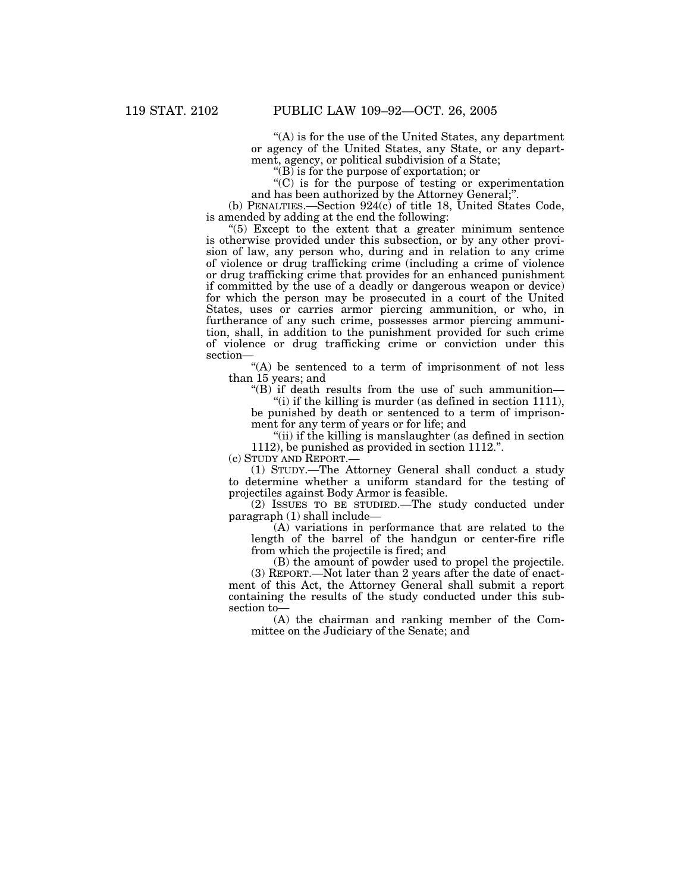"(A) is for the use of the United States, any department or agency of the United States, any State, or any department, agency, or political subdivision of a State;

"(B) is for the purpose of exportation; or

"(C) is for the purpose of testing or experimentation and has been authorized by the Attorney General;".

(b) PENALTIES.—Section 924(c) of title 18, United States Code, is amended by adding at the end the following:

"(5) Except to the extent that a greater minimum sentence is otherwise provided under this subsection, or by any other provision of law, any person who, during and in relation to any crime of violence or drug trafficking crime (including a crime of violence or drug trafficking crime that provides for an enhanced punishment if committed by the use of a deadly or dangerous weapon or device) for which the person may be prosecuted in a court of the United States, uses or carries armor piercing ammunition, or who, in furtherance of any such crime, possesses armor piercing ammunition, shall, in addition to the punishment provided for such crime of violence or drug trafficking crime or conviction under this section—

"(A) be sentenced to a term of imprisonment of not less than 15 years; and

"(B) if death results from the use of such ammunition—

"(i) if the killing is murder (as defined in section 1111), be punished by death or sentenced to a term of imprisonment for any term of years or for life; and

"(ii) if the killing is manslaughter (as defined in section 1112), be punished as provided in section 1112.".

(c) STUDY AND REPORT.—

(1) STUDY.—The Attorney General shall conduct a study to determine whether a uniform standard for the testing of projectiles against Body Armor is feasible.

(2) ISSUES TO BE STUDIED.—The study conducted under paragraph (1) shall include—

(A) variations in performance that are related to the length of the barrel of the handgun or center-fire rifle from which the projectile is fired; and

(B) the amount of powder used to propel the projectile.

(3) REPORT.—Not later than 2 years after the date of enactment of this Act, the Attorney General shall submit a report containing the results of the study conducted under this subsection to—

(A) the chairman and ranking member of the Committee on the Judiciary of the Senate; and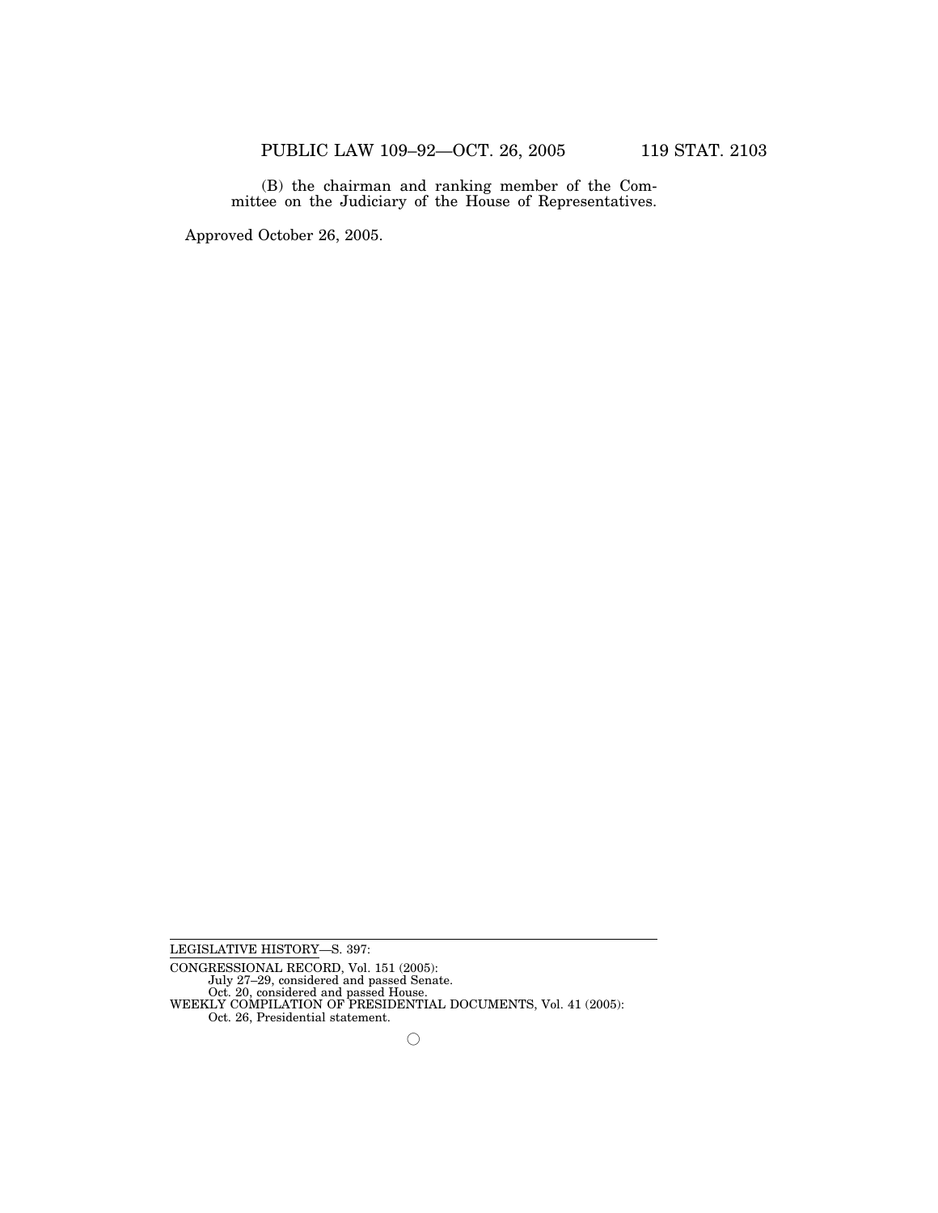(B) the chairman and ranking member of the Committee on the Judiciary of the House of Representatives.

Approved October 26, 2005.

---

LEGISLATIVE HISTORY—S. 397:

CONGRESSIONAL RECORD, Vol. 151 (2005):
- July 27–29, considered and passed Senate.
- Oct. 20, considered and passed House.

WEEKLY COMPILATION OF PRESIDENTIAL DOCUMENTS, Vol. 41 (2005):
- Oct. 26, Presidential statement.